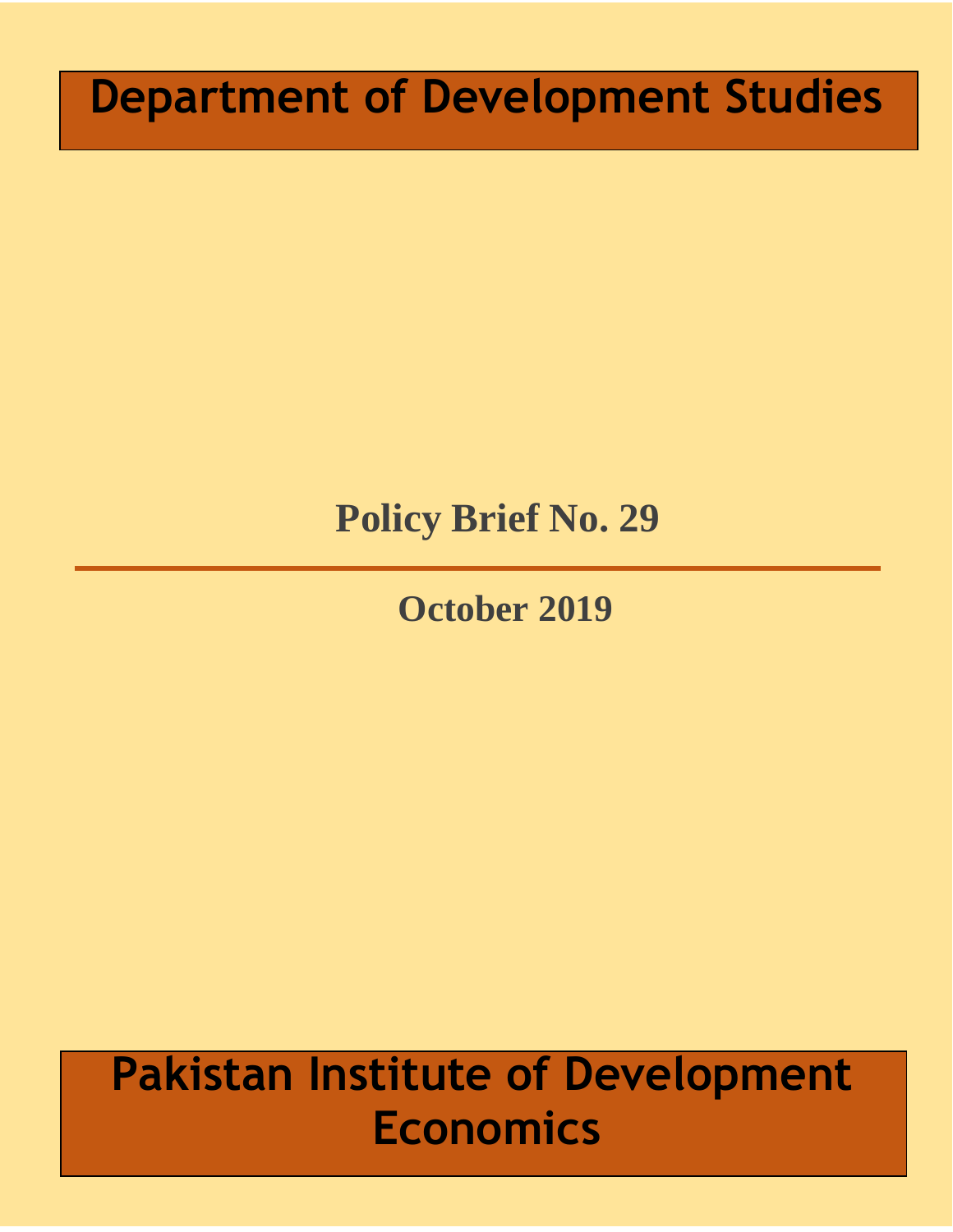# Department of Development Studies

## Policy Brief No. 29

October 2019

# Pakistan Institute of Development Economics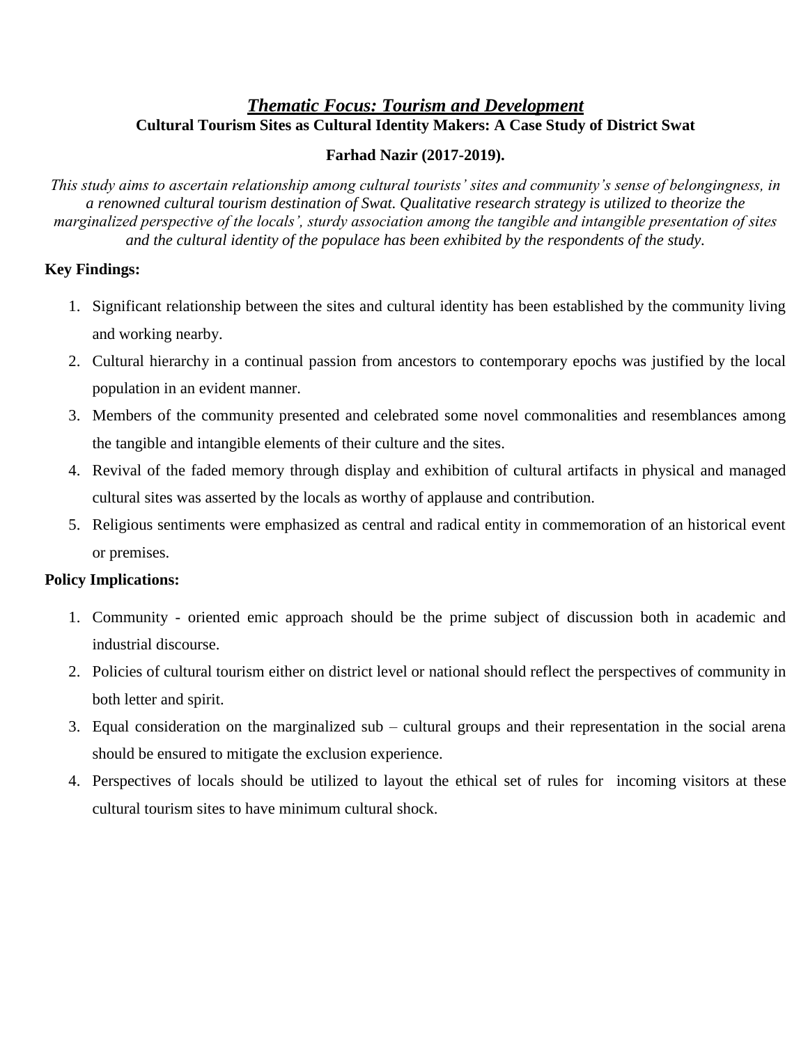## ***Thematic Focus: Tourism and Development***

### Cultural Tourism Sites as Cultural Identity Makers: A Case Study of District Swat

**Farhad Nazir (2017-2019).**

*This study aims to ascertain relationship among cultural tourists' sites and community's sense of belongingness, in a renowned cultural tourism destination of Swat. Qualitative research strategy is utilized to theorize the marginalized perspective of the locals', sturdy association among the tangible and intangible presentation of sites and the cultural identity of the populace has been exhibited by the respondents of the study.*

**Key Findings:**

1. Significant relationship between the sites and cultural identity has been established by the community living and working nearby.
2. Cultural hierarchy in a continual passion from ancestors to contemporary epochs was justified by the local population in an evident manner.
3. Members of the community presented and celebrated some novel commonalities and resemblances among the tangible and intangible elements of their culture and the sites.
4. Revival of the faded memory through display and exhibition of cultural artifacts in physical and managed cultural sites was asserted by the locals as worthy of applause and contribution.
5. Religious sentiments were emphasized as central and radical entity in commemoration of an historical event or premises.

**Policy Implications:**

1. Community - oriented emic approach should be the prime subject of discussion both in academic and industrial discourse.
2. Policies of cultural tourism either on district level or national should reflect the perspectives of community in both letter and spirit.
3. Equal consideration on the marginalized sub – cultural groups and their representation in the social arena should be ensured to mitigate the exclusion experience.
4. Perspectives of locals should be utilized to layout the ethical set of rules for incoming visitors at these cultural tourism sites to have minimum cultural shock.